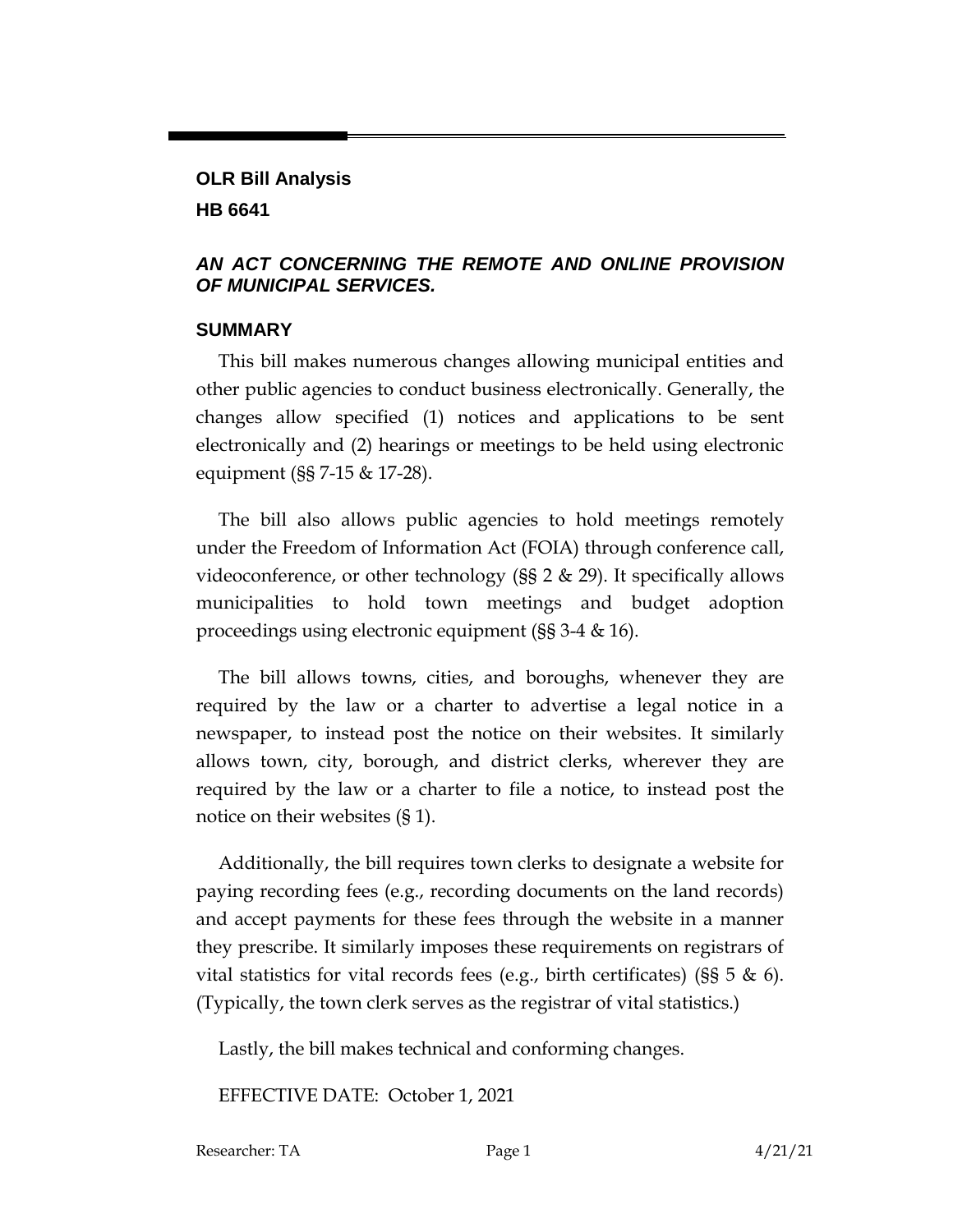**OLR Bill Analysis**

**HB 6641**

***AN ACT CONCERNING THE REMOTE AND ONLINE PROVISION OF MUNICIPAL SERVICES.***

## SUMMARY

This bill makes numerous changes allowing municipal entities and other public agencies to conduct business electronically. Generally, the changes allow specified (1) notices and applications to be sent electronically and (2) hearings or meetings to be held using electronic equipment (§§ 7-15 & 17-28).

The bill also allows public agencies to hold meetings remotely under the Freedom of Information Act (FOIA) through conference call, videoconference, or other technology (§§ 2 & 29). It specifically allows municipalities to hold town meetings and budget adoption proceedings using electronic equipment (§§ 3-4 & 16).

The bill allows towns, cities, and boroughs, whenever they are required by the law or a charter to advertise a legal notice in a newspaper, to instead post the notice on their websites. It similarly allows town, city, borough, and district clerks, wherever they are required by the law or a charter to file a notice, to instead post the notice on their websites (§ 1).

Additionally, the bill requires town clerks to designate a website for paying recording fees (e.g., recording documents on the land records) and accept payments for these fees through the website in a manner they prescribe. It similarly imposes these requirements on registrars of vital statistics for vital records fees (e.g., birth certificates) (§§ 5 & 6). (Typically, the town clerk serves as the registrar of vital statistics.)

Lastly, the bill makes technical and conforming changes.

EFFECTIVE DATE: October 1, 2021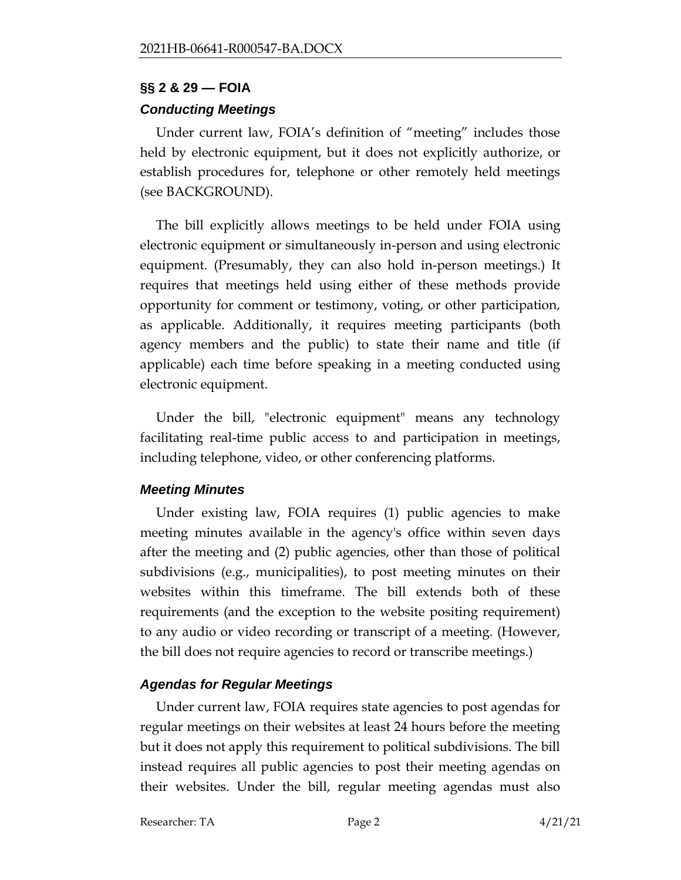## §§ 2 & 29 — FOIA

### *Conducting Meetings*

Under current law, FOIA's definition of "meeting" includes those held by electronic equipment, but it does not explicitly authorize, or establish procedures for, telephone or other remotely held meetings (see BACKGROUND).

The bill explicitly allows meetings to be held under FOIA using electronic equipment or simultaneously in-person and using electronic equipment. (Presumably, they can also hold in-person meetings.) It requires that meetings held using either of these methods provide opportunity for comment or testimony, voting, or other participation, as applicable. Additionally, it requires meeting participants (both agency members and the public) to state their name and title (if applicable) each time before speaking in a meeting conducted using electronic equipment.

Under the bill, "electronic equipment" means any technology facilitating real-time public access to and participation in meetings, including telephone, video, or other conferencing platforms.

### *Meeting Minutes*

Under existing law, FOIA requires (1) public agencies to make meeting minutes available in the agency's office within seven days after the meeting and (2) public agencies, other than those of political subdivisions (e.g., municipalities), to post meeting minutes on their websites within this timeframe. The bill extends both of these requirements (and the exception to the website positing requirement) to any audio or video recording or transcript of a meeting. (However, the bill does not require agencies to record or transcribe meetings.)

### *Agendas for Regular Meetings*

Under current law, FOIA requires state agencies to post agendas for regular meetings on their websites at least 24 hours before the meeting but it does not apply this requirement to political subdivisions. The bill instead requires all public agencies to post their meeting agendas on their websites. Under the bill, regular meeting agendas must also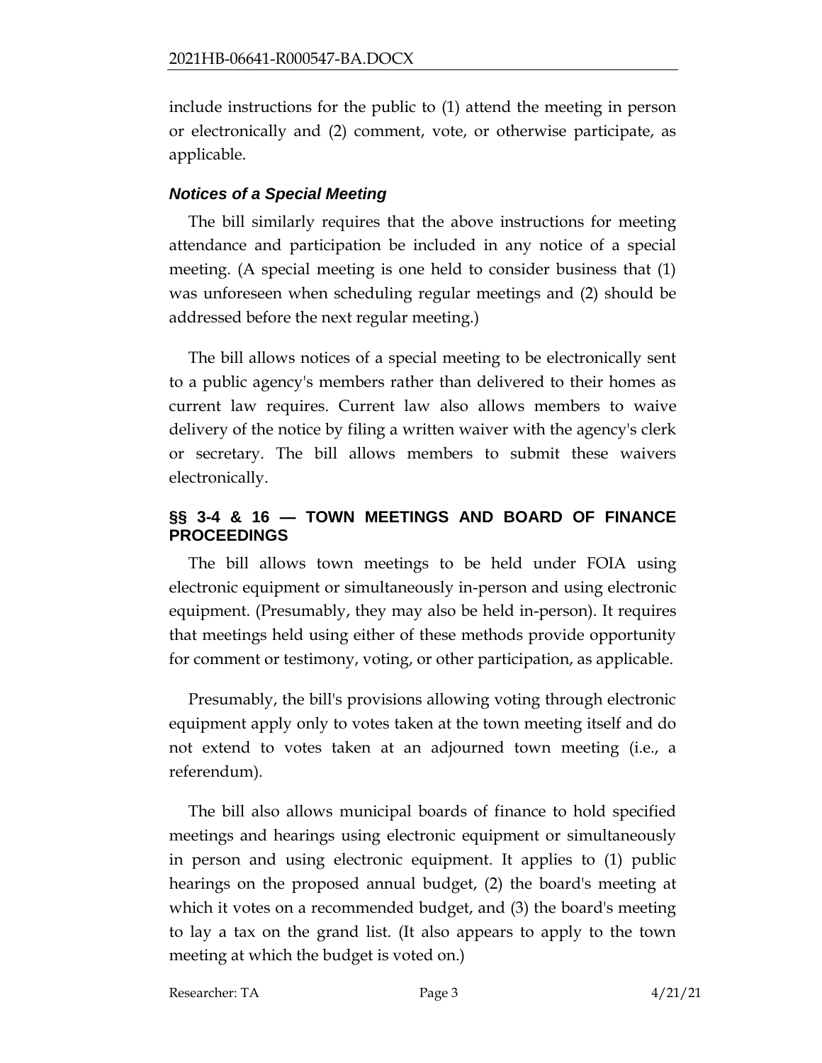include instructions for the public to (1) attend the meeting in person or electronically and (2) comment, vote, or otherwise participate, as applicable.

### *Notices of a Special Meeting*

The bill similarly requires that the above instructions for meeting attendance and participation be included in any notice of a special meeting. (A special meeting is one held to consider business that (1) was unforeseen when scheduling regular meetings and (2) should be addressed before the next regular meeting.)

The bill allows notices of a special meeting to be electronically sent to a public agency's members rather than delivered to their homes as current law requires. Current law also allows members to waive delivery of the notice by filing a written waiver with the agency's clerk or secretary. The bill allows members to submit these waivers electronically.

## §§ 3-4 & 16 — TOWN MEETINGS AND BOARD OF FINANCE PROCEEDINGS

The bill allows town meetings to be held under FOIA using electronic equipment or simultaneously in-person and using electronic equipment. (Presumably, they may also be held in-person). It requires that meetings held using either of these methods provide opportunity for comment or testimony, voting, or other participation, as applicable.

Presumably, the bill's provisions allowing voting through electronic equipment apply only to votes taken at the town meeting itself and do not extend to votes taken at an adjourned town meeting (i.e., a referendum).

The bill also allows municipal boards of finance to hold specified meetings and hearings using electronic equipment or simultaneously in person and using electronic equipment. It applies to (1) public hearings on the proposed annual budget, (2) the board's meeting at which it votes on a recommended budget, and (3) the board's meeting to lay a tax on the grand list. (It also appears to apply to the town meeting at which the budget is voted on.)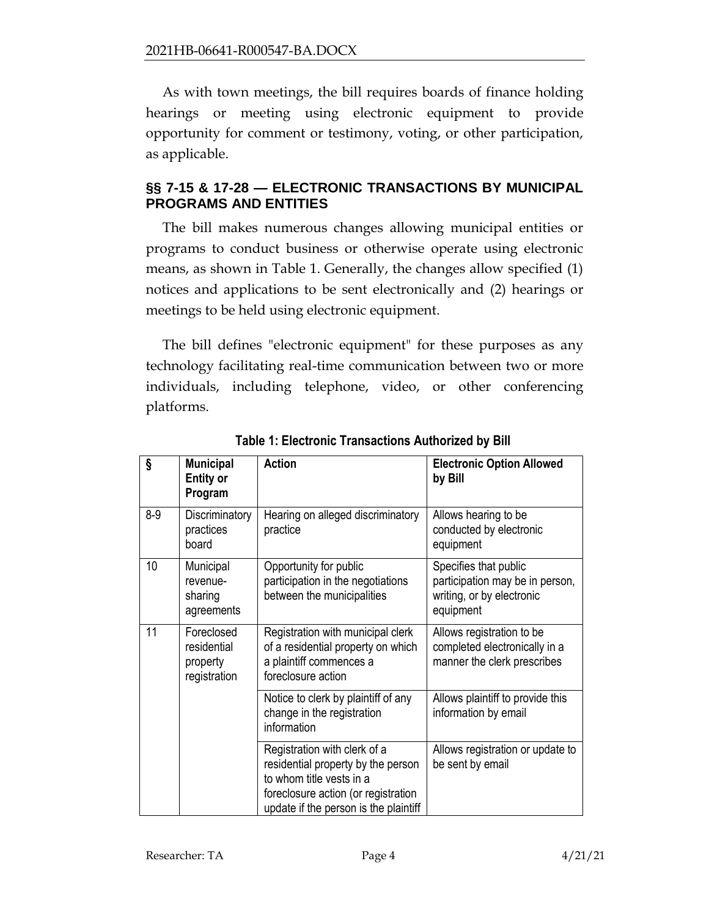As with town meetings, the bill requires boards of finance holding hearings or meeting using electronic equipment to provide opportunity for comment or testimony, voting, or other participation, as applicable.

## §§ 7-15 & 17-28 — ELECTRONIC TRANSACTIONS BY MUNICIPAL PROGRAMS AND ENTITIES

The bill makes numerous changes allowing municipal entities or programs to conduct business or otherwise operate using electronic means, as shown in Table 1. Generally, the changes allow specified (1) notices and applications to be sent electronically and (2) hearings or meetings to be held using electronic equipment.

The bill defines "electronic equipment" for these purposes as any technology facilitating real-time communication between two or more individuals, including telephone, video, or other conferencing platforms.

**Table 1: Electronic Transactions Authorized by Bill**

| § | Municipal Entity or Program | Action | Electronic Option Allowed by Bill |
|---|---|---|---|
| 8-9 | Discriminatory practices board | Hearing on alleged discriminatory practice | Allows hearing to be conducted by electronic equipment |
| 10 | Municipal revenue-sharing agreements | Opportunity for public participation in the negotiations between the municipalities | Specifies that public participation may be in person, writing, or by electronic equipment |
| 11 | Foreclosed residential property registration | Registration with municipal clerk of a residential property on which a plaintiff commences a foreclosure action | Allows registration to be completed electronically in a manner the clerk prescribes |
| | | Notice to clerk by plaintiff of any change in the registration information | Allows plaintiff to provide this information by email |
| | | Registration with clerk of a residential property by the person to whom title vests in a foreclosure action (or registration update if the person is the plaintiff | Allows registration or update to be sent by email |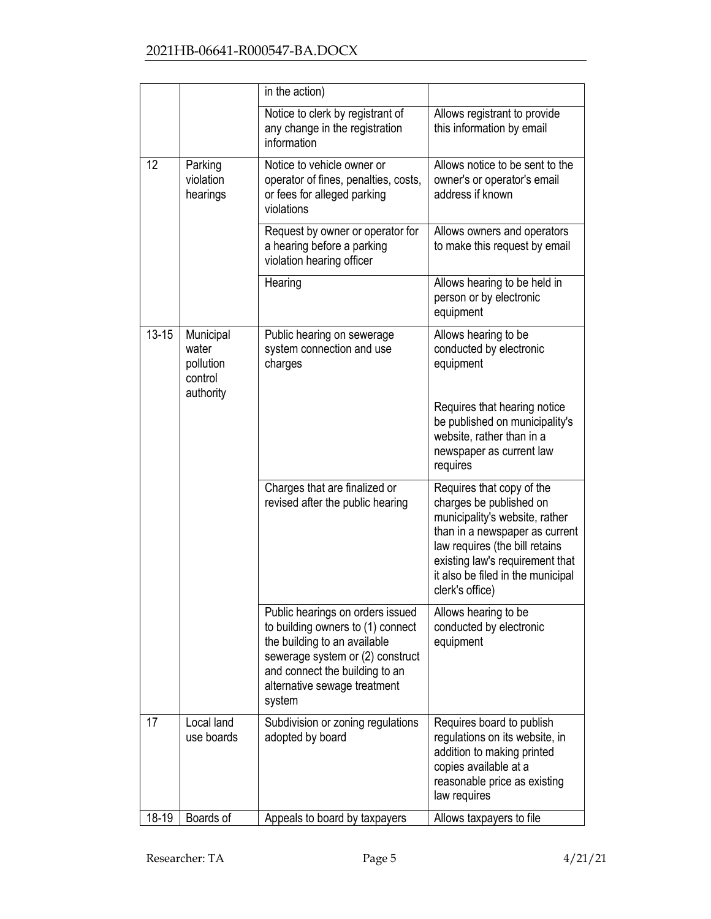| | | in the action) | |
|---|---|---|---|
| | | Notice to clerk by registrant of any change in the registration information | Allows registrant to provide this information by email |
| 12 | Parking violation hearings | Notice to vehicle owner or operator of fines, penalties, costs, or fees for alleged parking violations | Allows notice to be sent to the owner's or operator's email address if known |
| | | Request by owner or operator for a hearing before a parking violation hearing officer | Allows owners and operators to make this request by email |
| | | Hearing | Allows hearing to be held in person or by electronic equipment |
| 13-15 | Municipal water pollution control authority | Public hearing on sewerage system connection and use charges | Allows hearing to be conducted by electronic equipment<br><br>Requires that hearing notice be published on municipality's website, rather than in a newspaper as current law requires |
| | | Charges that are finalized or revised after the public hearing | Requires that copy of the charges be published on municipality's website, rather than in a newspaper as current law requires (the bill retains existing law's requirement that it also be filed in the municipal clerk's office) |
| | | Public hearings on orders issued to building owners to (1) connect the building to an available sewerage system or (2) construct and connect the building to an alternative sewage treatment system | Allows hearing to be conducted by electronic equipment |
| 17 | Local land use boards | Subdivision or zoning regulations adopted by board | Requires board to publish regulations on its website, in addition to making printed copies available at a reasonable price as existing law requires |
| 18-19 | Boards of | Appeals to board by taxpayers | Allows taxpayers to file |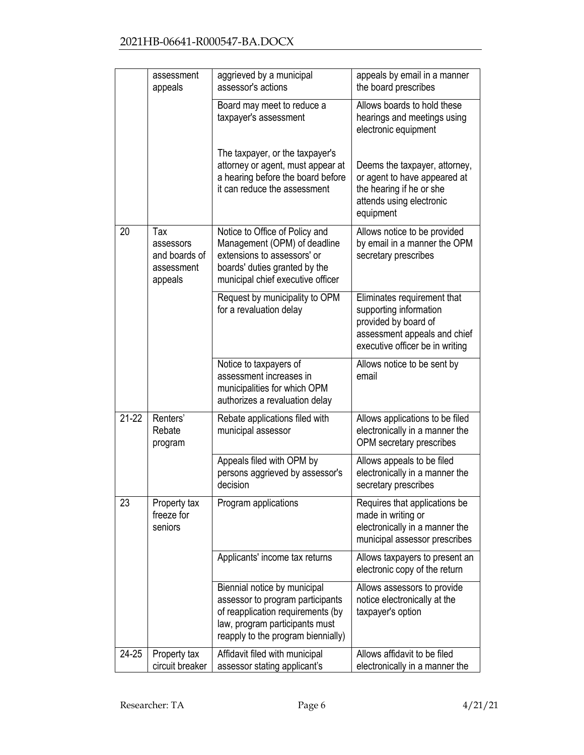| | | | |
|---|---|---|---|
| | assessment appeals | aggrieved by a municipal assessor's actions | appeals by email in a manner the board prescribes |
| | | Board may meet to reduce a taxpayer's assessment<br><br>The taxpayer, or the taxpayer's attorney or agent, must appear at a hearing before the board before it can reduce the assessment | Allows boards to hold these hearings and meetings using electronic equipment<br><br>Deems the taxpayer, attorney, or agent to have appeared at the hearing if he or she attends using electronic equipment |
| 20 | Tax assessors and boards of assessment appeals | Notice to Office of Policy and Management (OPM) of deadline extensions to assessors' or boards' duties granted by the municipal chief executive officer | Allows notice to be provided by email in a manner the OPM secretary prescribes |
| | | Request by municipality to OPM for a revaluation delay | Eliminates requirement that supporting information provided by board of assessment appeals and chief executive officer be in writing |
| | | Notice to taxpayers of assessment increases in municipalities for which OPM authorizes a revaluation delay | Allows notice to be sent by email |
| 21-22 | Renters' Rebate program | Rebate applications filed with municipal assessor | Allows applications to be filed electronically in a manner the OPM secretary prescribes |
| | | Appeals filed with OPM by persons aggrieved by assessor's decision | Allows appeals to be filed electronically in a manner the secretary prescribes |
| 23 | Property tax freeze for seniors | Program applications | Requires that applications be made in writing or electronically in a manner the municipal assessor prescribes |
| | | Applicants' income tax returns | Allows taxpayers to present an electronic copy of the return |
| | | Biennial notice by municipal assessor to program participants of reapplication requirements (by law, program participants must reapply to the program biennially) | Allows assessors to provide notice electronically at the taxpayer's option |
| 24-25 | Property tax circuit breaker | Affidavit filed with municipal assessor stating applicant's | Allows affidavit to be filed electronically in a manner the |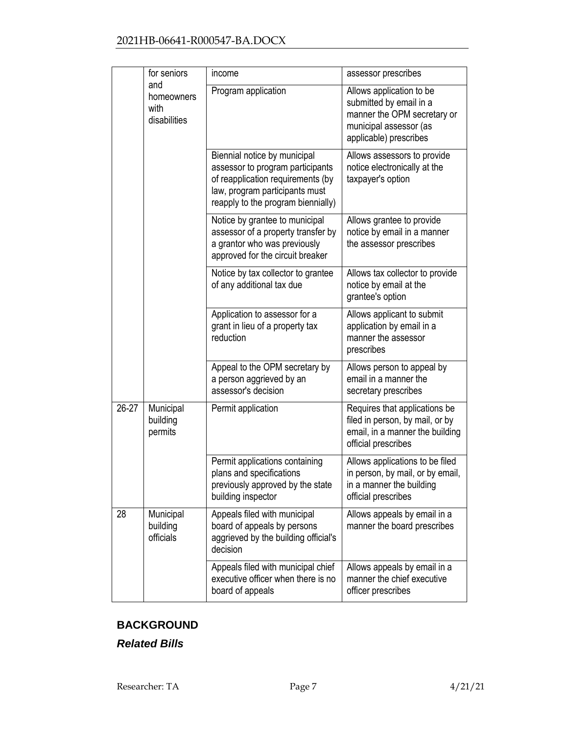|  | for seniors and homeowners with disabilities | income | assessor prescribes |
|---|---|---|---|
|  |  | Program application | Allows application to be submitted by email in a manner the OPM secretary or municipal assessor (as applicable) prescribes |
|  |  | Biennial notice by municipal assessor to program participants of reapplication requirements (by law, program participants must reapply to the program biennially) | Allows assessors to provide notice electronically at the taxpayer's option |
|  |  | Notice by grantee to municipal assessor of a property transfer by a grantor who was previously approved for the circuit breaker | Allows grantee to provide notice by email in a manner the assessor prescribes |
|  |  | Notice by tax collector to grantee of any additional tax due | Allows tax collector to provide notice by email at the grantee's option |
|  |  | Application to assessor for a grant in lieu of a property tax reduction | Allows applicant to submit application by email in a manner the assessor prescribes |
|  |  | Appeal to the OPM secretary by a person aggrieved by an assessor's decision | Allows person to appeal by email in a manner the secretary prescribes |
| 26-27 | Municipal building permits | Permit application | Requires that applications be filed in person, by mail, or by email, in a manner the building official prescribes |
|  |  | Permit applications containing plans and specifications previously approved by the state building inspector | Allows applications to be filed in person, by mail, or by email, in a manner the building official prescribes |
| 28 | Municipal building officials | Appeals filed with municipal board of appeals by persons aggrieved by the building official's decision | Allows appeals by email in a manner the board prescribes |
|  |  | Appeals filed with municipal chief executive officer when there is no board of appeals | Allows appeals by email in a manner the chief executive officer prescribes |

## BACKGROUND

### *Related Bills*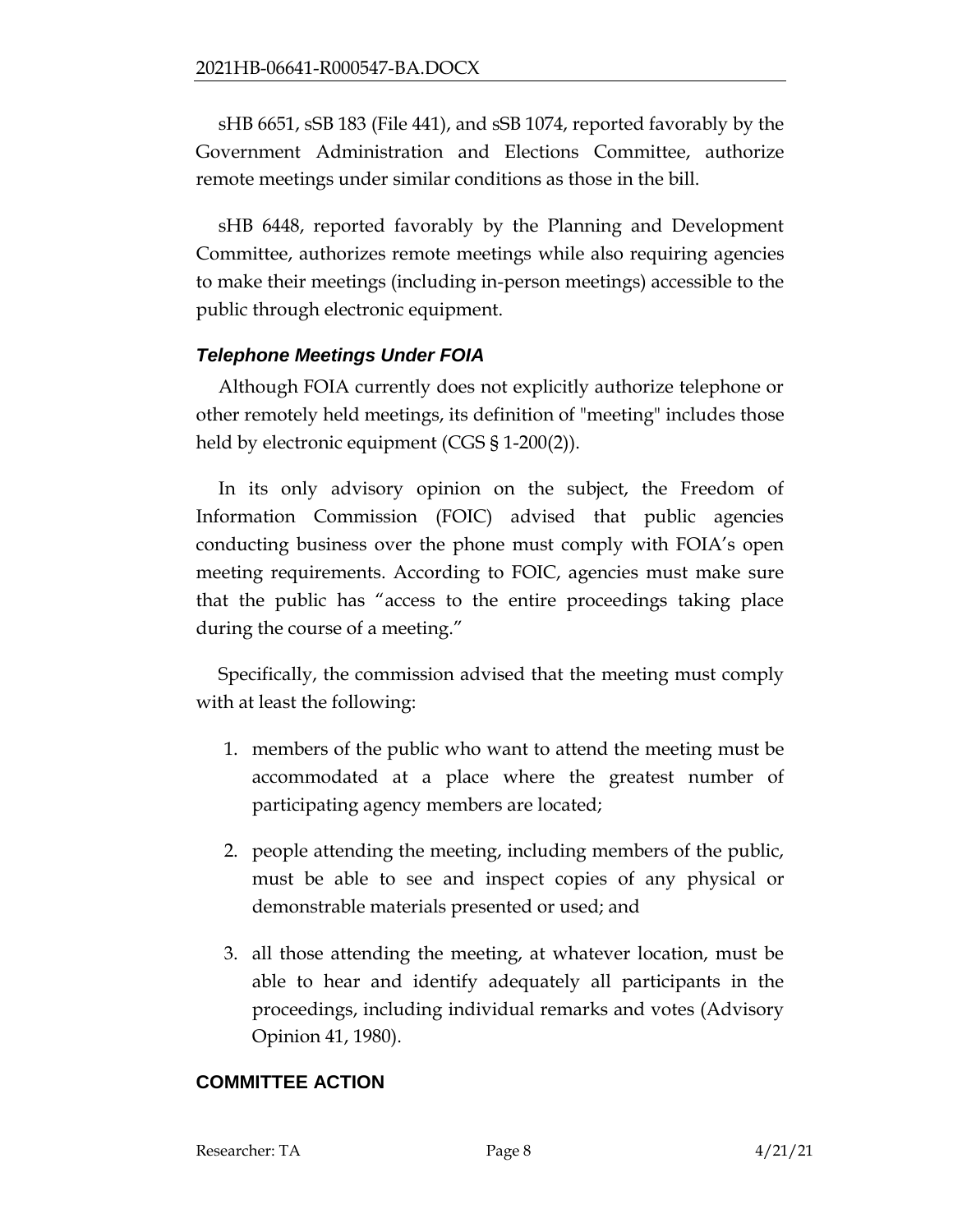sHB 6651, sSB 183 (File 441), and sSB 1074, reported favorably by the Government Administration and Elections Committee, authorize remote meetings under similar conditions as those in the bill.

sHB 6448, reported favorably by the Planning and Development Committee, authorizes remote meetings while also requiring agencies to make their meetings (including in-person meetings) accessible to the public through electronic equipment.

### *Telephone Meetings Under FOIA*

Although FOIA currently does not explicitly authorize telephone or other remotely held meetings, its definition of "meeting" includes those held by electronic equipment (CGS § 1-200(2)).

In its only advisory opinion on the subject, the Freedom of Information Commission (FOIC) advised that public agencies conducting business over the phone must comply with FOIA's open meeting requirements. According to FOIC, agencies must make sure that the public has "access to the entire proceedings taking place during the course of a meeting."

Specifically, the commission advised that the meeting must comply with at least the following:

1. members of the public who want to attend the meeting must be accommodated at a place where the greatest number of participating agency members are located;
2. people attending the meeting, including members of the public, must be able to see and inspect copies of any physical or demonstrable materials presented or used; and
3. all those attending the meeting, at whatever location, must be able to hear and identify adequately all participants in the proceedings, including individual remarks and votes (Advisory Opinion 41, 1980).

## COMMITTEE ACTION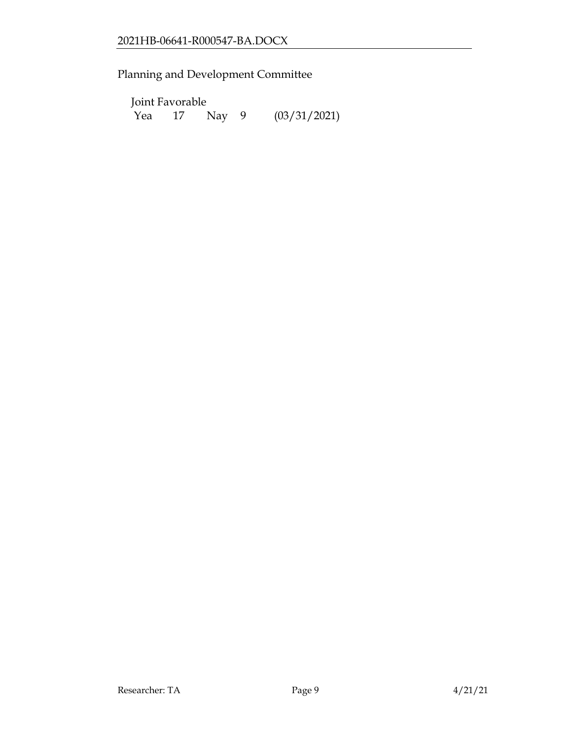Planning and Development Committee

Joint Favorable

| | | | | |
|---|---|---|---|---|
| Yea | 17 | Nay | 9 | (03/31/2021) |